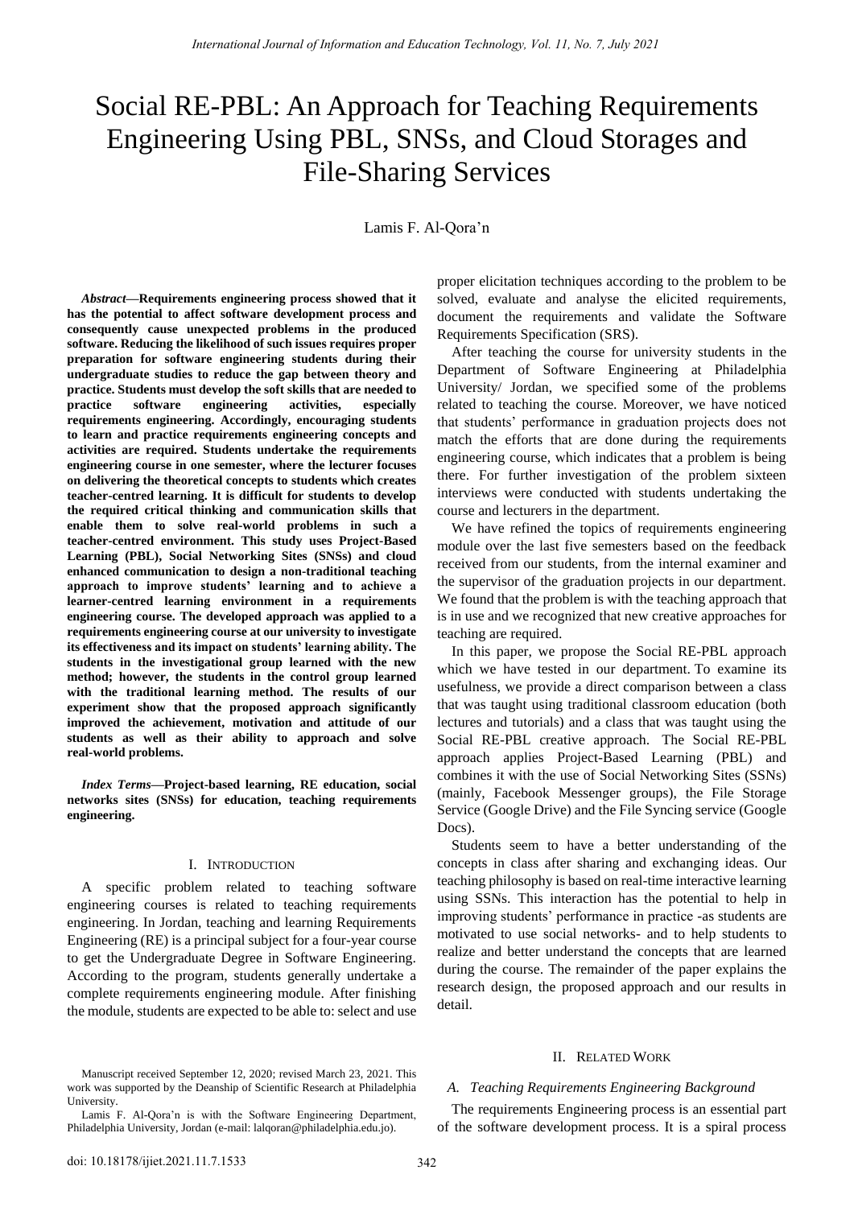# Social RE-PBL: An Approach for Teaching Requirements Engineering Using PBL, SNSs, and Cloud Storages and File-Sharing Services

Lamis F. Al-Qora'n

***Abstract*—Requirements engineering process showed that it has the potential to affect software development process and consequently cause unexpected problems in the produced software. Reducing the likelihood of such issues requires proper preparation for software engineering students during their undergraduate studies to reduce the gap between theory and practice. Students must develop the soft skills that are needed to practice software engineering activities, especially requirements engineering. Accordingly, encouraging students to learn and practice requirements engineering concepts and activities are required. Students undertake the requirements engineering course in one semester, where the lecturer focuses on delivering the theoretical concepts to students which creates teacher-centred learning. It is difficult for students to develop the required critical thinking and communication skills that enable them to solve real-world problems in such a teacher-centred environment. This study uses Project-Based Learning (PBL), Social Networking Sites (SNSs) and cloud enhanced communication to design a non-traditional teaching approach to improve students' learning and to achieve a learner-centred learning environment in a requirements engineering course. The developed approach was applied to a requirements engineering course at our university to investigate its effectiveness and its impact on students' learning ability. The students in the investigational group learned with the new method; however, the students in the control group learned with the traditional learning method. The results of our experiment show that the proposed approach significantly improved the achievement, motivation and attitude of our students as well as their ability to approach and solve real-world problems.**

***Index Terms*—Project-based learning, RE education, social networks sites (SNSs) for education, teaching requirements engineering.**

## I. Introduction

A specific problem related to teaching software engineering courses is related to teaching requirements engineering. In Jordan, teaching and learning Requirements Engineering (RE) is a principal subject for a four-year course to get the Undergraduate Degree in Software Engineering. According to the program, students generally undertake a complete requirements engineering module. After finishing the module, students are expected to be able to: select and use proper elicitation techniques according to the problem to be solved, evaluate and analyse the elicited requirements, document the requirements and validate the Software Requirements Specification (SRS).

After teaching the course for university students in the Department of Software Engineering at Philadelphia University/ Jordan, we specified some of the problems related to teaching the course. Moreover, we have noticed that students' performance in graduation projects does not match the efforts that are done during the requirements engineering course, which indicates that a problem is being there. For further investigation of the problem sixteen interviews were conducted with students undertaking the course and lecturers in the department.

We have refined the topics of requirements engineering module over the last five semesters based on the feedback received from our students, from the internal examiner and the supervisor of the graduation projects in our department. We found that the problem is with the teaching approach that is in use and we recognized that new creative approaches for teaching are required.

In this paper, we propose the Social RE-PBL approach which we have tested in our department. To examine its usefulness, we provide a direct comparison between a class that was taught using traditional classroom education (both lectures and tutorials) and a class that was taught using the Social RE-PBL creative approach. The Social RE-PBL approach applies Project-Based Learning (PBL) and combines it with the use of Social Networking Sites (SSNs) (mainly, Facebook Messenger groups), the File Storage Service (Google Drive) and the File Syncing service (Google Docs).

Students seem to have a better understanding of the concepts in class after sharing and exchanging ideas. Our teaching philosophy is based on real-time interactive learning using SSNs. This interaction has the potential to help in improving students' performance in practice -as students are motivated to use social networks- and to help students to realize and better understand the concepts that are learned during the course. The remainder of the paper explains the research design, the proposed approach and our results in detail.

## II. Related Work

### *A. Teaching Requirements Engineering Background*

The requirements Engineering process is an essential part of the software development process. It is a spiral process

Manuscript received September 12, 2020; revised March 23, 2021. This work was supported by the Deanship of Scientific Research at Philadelphia University.

Lamis F. Al-Qora'n is with the Software Engineering Department, Philadelphia University, Jordan (e-mail: lalqoran@philadelphia.edu.jo).

doi: 10.18178/ijiet.2021.11.7.1533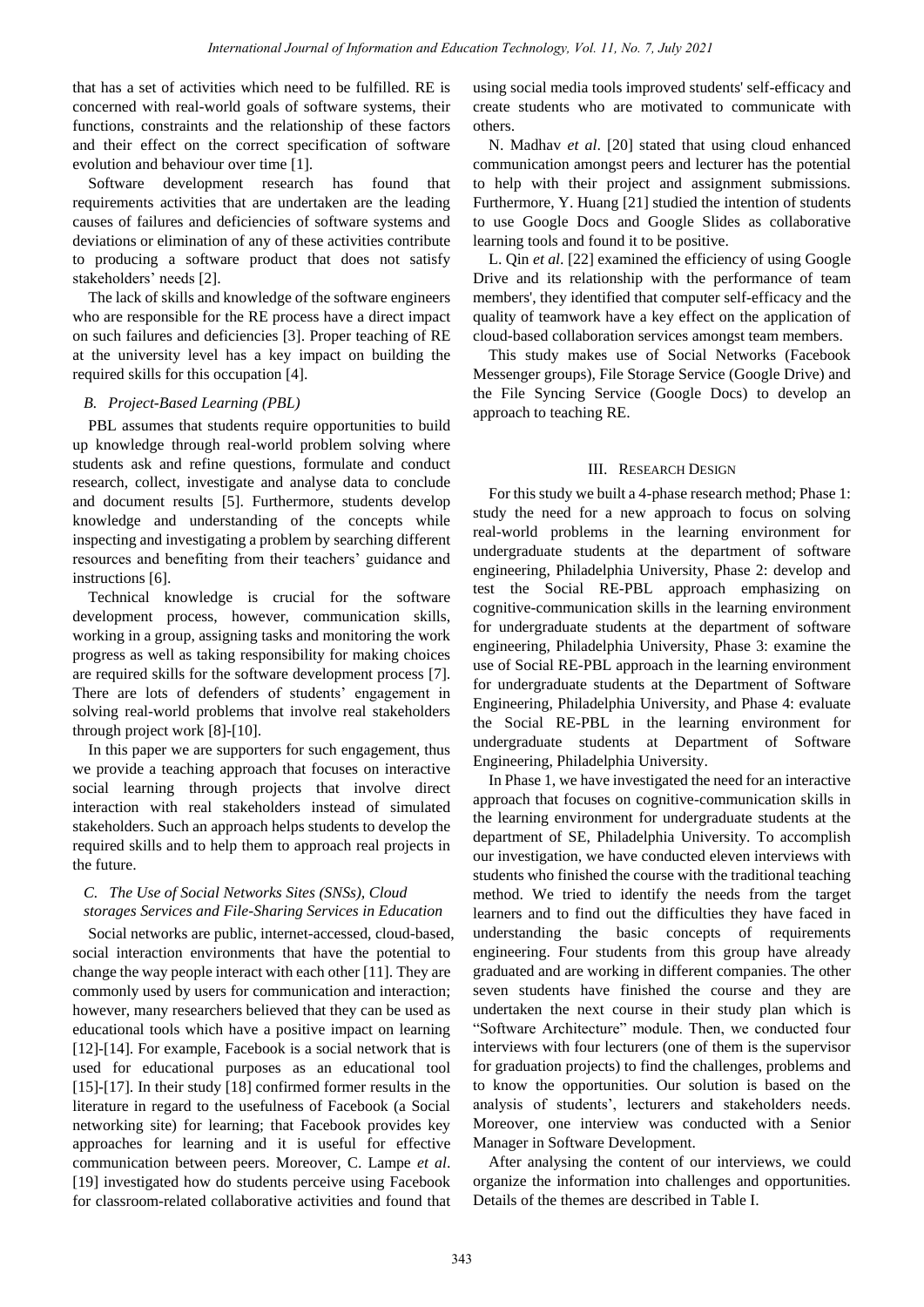that has a set of activities which need to be fulfilled. RE is concerned with real-world goals of software systems, their functions, constraints and the relationship of these factors and their effect on the correct specification of software evolution and behaviour over time [1].

Software development research has found that requirements activities that are undertaken are the leading causes of failures and deficiencies of software systems and deviations or elimination of any of these activities contribute to producing a software product that does not satisfy stakeholders' needs [2].

The lack of skills and knowledge of the software engineers who are responsible for the RE process have a direct impact on such failures and deficiencies [3]. Proper teaching of RE at the university level has a key impact on building the required skills for this occupation [4].

### B. Project-Based Learning (PBL)

PBL assumes that students require opportunities to build up knowledge through real-world problem solving where students ask and refine questions, formulate and conduct research, collect, investigate and analyse data to conclude and document results [5]. Furthermore, students develop knowledge and understanding of the concepts while inspecting and investigating a problem by searching different resources and benefiting from their teachers' guidance and instructions [6].

Technical knowledge is crucial for the software development process, however, communication skills, working in a group, assigning tasks and monitoring the work progress as well as taking responsibility for making choices are required skills for the software development process [7]. There are lots of defenders of students' engagement in solving real-world problems that involve real stakeholders through project work [8]-[10].

In this paper we are supporters for such engagement, thus we provide a teaching approach that focuses on interactive social learning through projects that involve direct interaction with real stakeholders instead of simulated stakeholders. Such an approach helps students to develop the required skills and to help them to approach real projects in the future.

### C. The Use of Social Networks Sites (SNSs), Cloud storages Services and File-Sharing Services in Education

Social networks are public, internet-accessed, cloud-based, social interaction environments that have the potential to change the way people interact with each other [11]. They are commonly used by users for communication and interaction; however, many researchers believed that they can be used as educational tools which have a positive impact on learning [12]-[14]. For example, Facebook is a social network that is used for educational purposes as an educational tool [15]-[17]. In their study [18] confirmed former results in the literature in regard to the usefulness of Facebook (a Social networking site) for learning; that Facebook provides key approaches for learning and it is useful for effective communication between peers. Moreover, C. Lampe *et al*. [19] investigated how do students perceive using Facebook for classroom-related collaborative activities and found that using social media tools improved students' self-efficacy and create students who are motivated to communicate with others.

N. Madhav *et al*. [20] stated that using cloud enhanced communication amongst peers and lecturer has the potential to help with their project and assignment submissions. Furthermore, Y. Huang [21] studied the intention of students to use Google Docs and Google Slides as collaborative learning tools and found it to be positive.

L. Qin *et al*. [22] examined the efficiency of using Google Drive and its relationship with the performance of team members', they identified that computer self-efficacy and the quality of teamwork have a key effect on the application of cloud-based collaboration services amongst team members.

This study makes use of Social Networks (Facebook Messenger groups), File Storage Service (Google Drive) and the File Syncing Service (Google Docs) to develop an approach to teaching RE.

## III. Research Design

For this study we built a 4-phase research method; Phase 1: study the need for a new approach to focus on solving real-world problems in the learning environment for undergraduate students at the department of software engineering, Philadelphia University, Phase 2: develop and test the Social RE-PBL approach emphasizing on cognitive-communication skills in the learning environment for undergraduate students at the department of software engineering, Philadelphia University, Phase 3: examine the use of Social RE-PBL approach in the learning environment for undergraduate students at the Department of Software Engineering, Philadelphia University, and Phase 4: evaluate the Social RE-PBL in the learning environment for undergraduate students at Department of Software Engineering, Philadelphia University.

In Phase 1, we have investigated the need for an interactive approach that focuses on cognitive-communication skills in the learning environment for undergraduate students at the department of SE, Philadelphia University. To accomplish our investigation, we have conducted eleven interviews with students who finished the course with the traditional teaching method. We tried to identify the needs from the target learners and to find out the difficulties they have faced in understanding the basic concepts of requirements engineering. Four students from this group have already graduated and are working in different companies. The other seven students have finished the course and they are undertaken the next course in their study plan which is "Software Architecture" module. Then, we conducted four interviews with four lecturers (one of them is the supervisor for graduation projects) to find the challenges, problems and to know the opportunities. Our solution is based on the analysis of students', lecturers and stakeholders needs. Moreover, one interview was conducted with a Senior Manager in Software Development.

After analysing the content of our interviews, we could organize the information into challenges and opportunities. Details of the themes are described in Table I.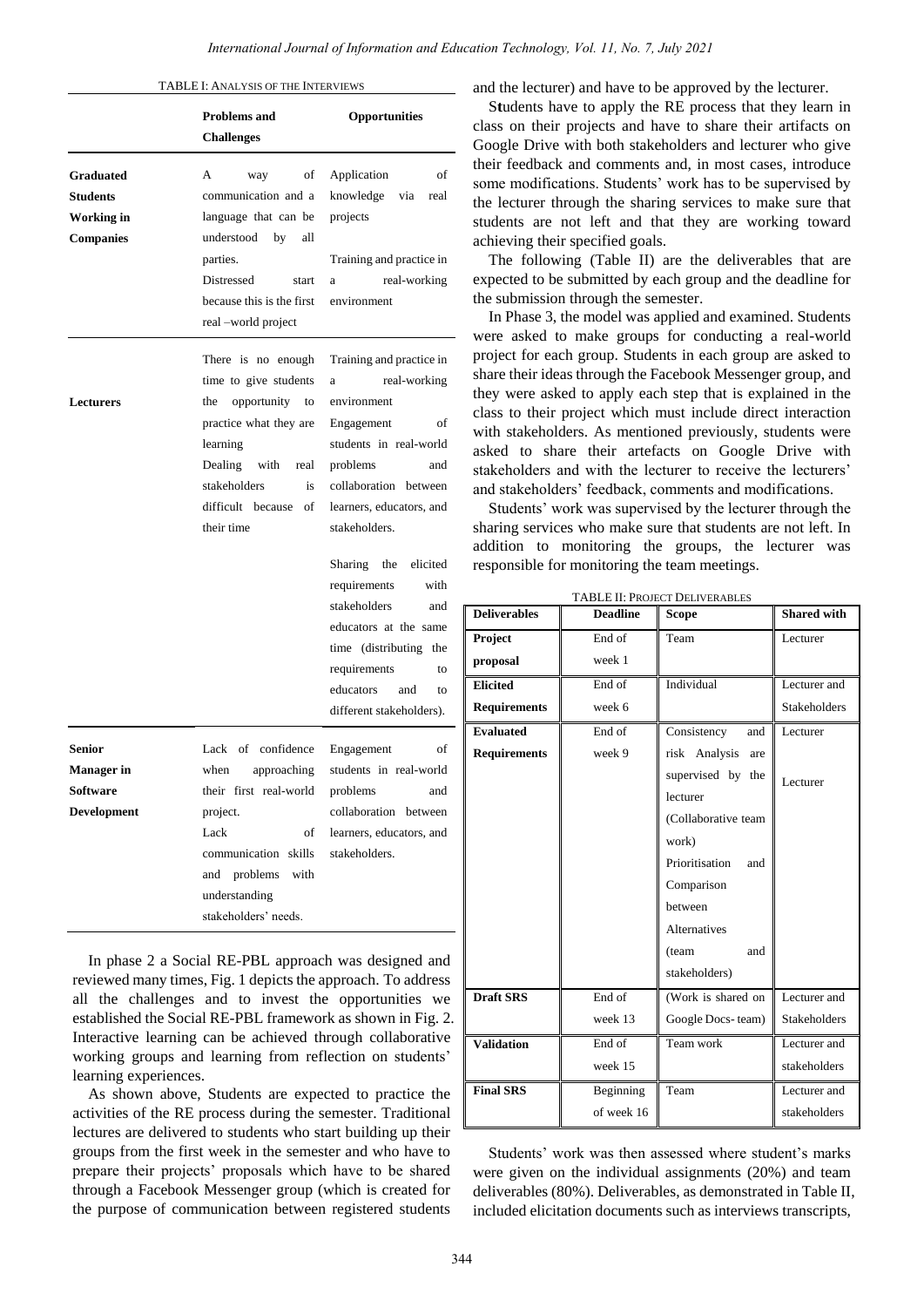TABLE I: ANALYSIS OF THE INTERVIEWS

| | Problems and Challenges | Opportunities |
|---|---|---|
| **Graduated Students Working in Companies** | A way of communication and a language that can be understood by all parties. Distressed start because this is the first real –world project | Application of knowledge via real projects Training and practice in a real-working environment |
| **Lecturers** | There is no enough time to give students the opportunity to practice what they are learning Dealing with real stakeholders is difficult because of their time | Training and practice in a real-working environment Engagement of students in real-world problems and collaboration between learners, educators, and stakeholders. Sharing the elicited requirements with stakeholders and educators at the same time (distributing the requirements to educators and to different stakeholders). |
| **Senior Manager in Software Development** | Lack of confidence when approaching their first real-world project. Lack of communication skills and problems with understanding stakeholders' needs. | Engagement of students in real-world problems and collaboration between learners, educators, and stakeholders. |

In phase 2 a Social RE-PBL approach was designed and reviewed many times, Fig. 1 depicts the approach. To address all the challenges and to invest the opportunities we established the Social RE-PBL framework as shown in Fig. 2. Interactive learning can be achieved through collaborative working groups and learning from reflection on students' learning experiences.

As shown above, Students are expected to practice the activities of the RE process during the semester. Traditional lectures are delivered to students who start building up their groups from the first week in the semester and who have to prepare their projects' proposals which have to be shared through a Facebook Messenger group (which is created for the purpose of communication between registered students and the lecturer) and have to be approved by the lecturer.

Students have to apply the RE process that they learn in class on their projects and have to share their artifacts on Google Drive with both stakeholders and lecturer who give their feedback and comments and, in most cases, introduce some modifications. Students' work has to be supervised by the lecturer through the sharing services to make sure that students are not left and that they are working toward achieving their specified goals.

The following (Table II) are the deliverables that are expected to be submitted by each group and the deadline for the submission through the semester.

In Phase 3, the model was applied and examined. Students were asked to make groups for conducting a real-world project for each group. Students in each group are asked to share their ideas through the Facebook Messenger group, and they were asked to apply each step that is explained in the class to their project which must include direct interaction with stakeholders. As mentioned previously, students were asked to share their artefacts on Google Drive with stakeholders and with the lecturer to receive the lecturers' and stakeholders' feedback, comments and modifications.

Students' work was supervised by the lecturer through the sharing services who make sure that students are not left. In addition to monitoring the groups, the lecturer was responsible for monitoring the team meetings.

TABLE II: PROJECT DELIVERABLES

| Deliverables | Deadline | Scope | Shared with |
|---|---|---|---|
| **Project proposal** | End of week 1 | Team | Lecturer |
| **Elicited Requirements** | End of week 6 | Individual | Lecturer and Stakeholders |
| **Evaluated Requirements** | End of week 9 | Consistency and risk Analysis are supervised by the lecturer (Collaborative team work) Prioritisation and Comparison between Alternatives (team and stakeholders) | Lecturer Lecturer |
| **Draft SRS** | End of week 13 | (Work is shared on Google Docs- team) | Lecturer and Stakeholders |
| **Validation** | End of week 15 | Team work | Lecturer and stakeholders |
| **Final SRS** | Beginning of week 16 | Team | Lecturer and stakeholders |

Students' work was then assessed where student's marks were given on the individual assignments (20%) and team deliverables (80%). Deliverables, as demonstrated in Table II, included elicitation documents such as interviews transcripts,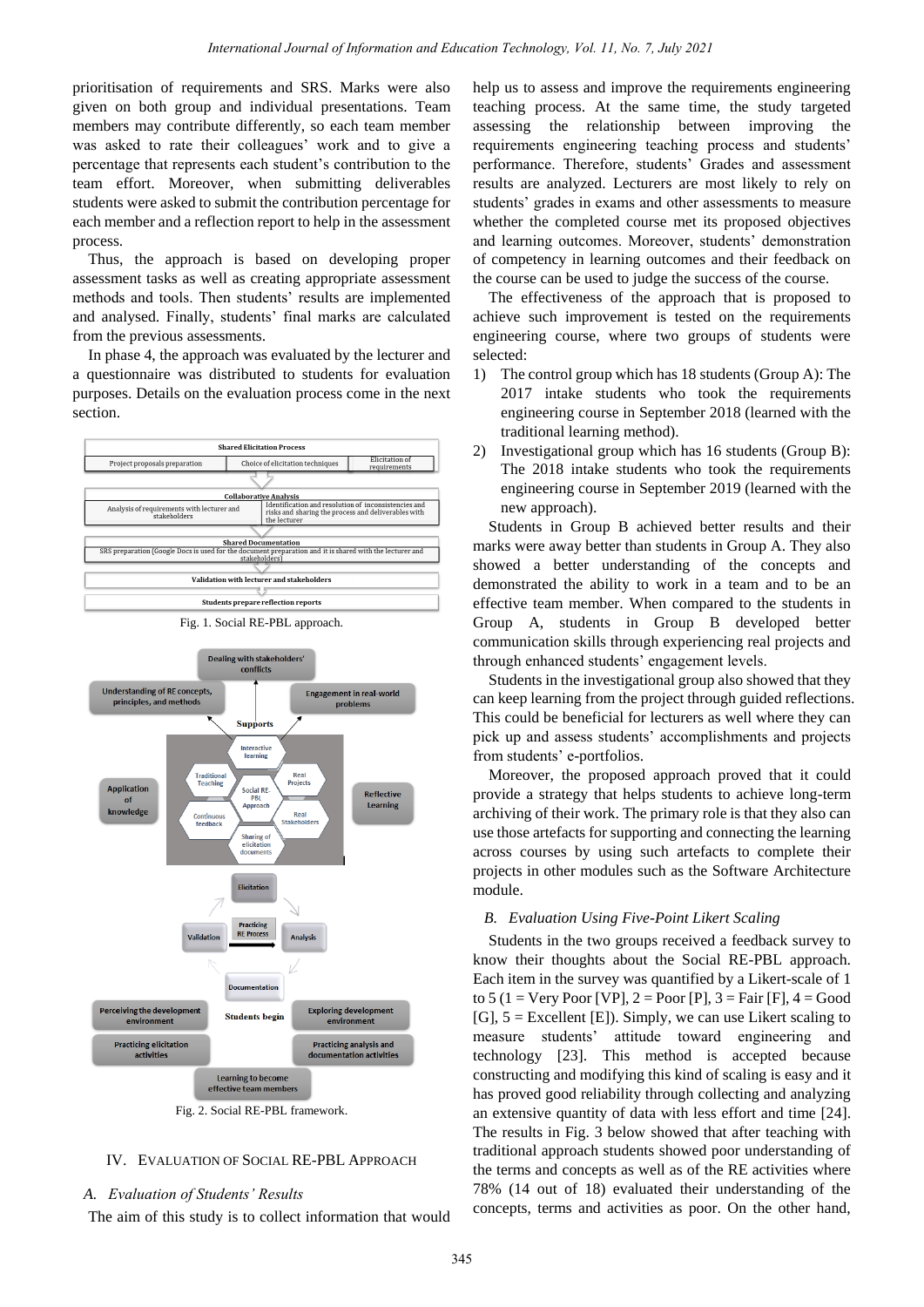prioritisation of requirements and SRS. Marks were also given on both group and individual presentations. Team members may contribute differently, so each team member was asked to rate their colleagues' work and to give a percentage that represents each student's contribution to the team effort. Moreover, when submitting deliverables students were asked to submit the contribution percentage for each member and a reflection report to help in the assessment process.

Thus, the approach is based on developing proper assessment tasks as well as creating appropriate assessment methods and tools. Then students' results are implemented and analysed. Finally, students' final marks are calculated from the previous assessments.

In phase 4, the approach was evaluated by the lecturer and a questionnaire was distributed to students for evaluation purposes. Details on the evaluation process come in the next section.

Fig. 1. Social RE-PBL approach.

Fig. 2. Social RE-PBL framework.

## IV. Evaluation of Social RE-PBL Approach

### *A. Evaluation of Students' Results*

The aim of this study is to collect information that would help us to assess and improve the requirements engineering teaching process. At the same time, the study targeted assessing the relationship between improving the requirements engineering teaching process and students' performance. Therefore, students' Grades and assessment results are analyzed. Lecturers are most likely to rely on students' grades in exams and other assessments to measure whether the completed course met its proposed objectives and learning outcomes. Moreover, students' demonstration of competency in learning outcomes and their feedback on the course can be used to judge the success of the course.

The effectiveness of the approach that is proposed to achieve such improvement is tested on the requirements engineering course, where two groups of students were selected:

1) The control group which has 18 students (Group A): The 2017 intake students who took the requirements engineering course in September 2018 (learned with the traditional learning method).
2) Investigational group which has 16 students (Group B): The 2018 intake students who took the requirements engineering course in September 2019 (learned with the new approach).

Students in Group B achieved better results and their marks were away better than students in Group A. They also showed a better understanding of the concepts and demonstrated the ability to work in a team and to be an effective team member. When compared to the students in Group A, students in Group B developed better communication skills through experiencing real projects and through enhanced students' engagement levels.

Students in the investigational group also showed that they can keep learning from the project through guided reflections. This could be beneficial for lecturers as well where they can pick up and assess students' accomplishments and projects from students' e-portfolios.

Moreover, the proposed approach proved that it could provide a strategy that helps students to achieve long-term archiving of their work. The primary role is that they also can use those artefacts for supporting and connecting the learning across courses by using such artefacts to complete their projects in other modules such as the Software Architecture module.

### *B. Evaluation Using Five-Point Likert Scaling*

Students in the two groups received a feedback survey to know their thoughts about the Social RE-PBL approach. Each item in the survey was quantified by a Likert-scale of 1 to 5 (1 = Very Poor [VP], 2 = Poor [P], 3 = Fair [F], 4 = Good [G], 5 = Excellent [E]). Simply, we can use Likert scaling to measure students' attitude toward engineering and technology [23]. This method is accepted because constructing and modifying this kind of scaling is easy and it has proved good reliability through collecting and analyzing an extensive quantity of data with less effort and time [24]. The results in Fig. 3 below showed that after teaching with traditional approach students showed poor understanding of the terms and concepts as well as of the RE activities where 78% (14 out of 18) evaluated their understanding of the concepts, terms and activities as poor. On the other hand,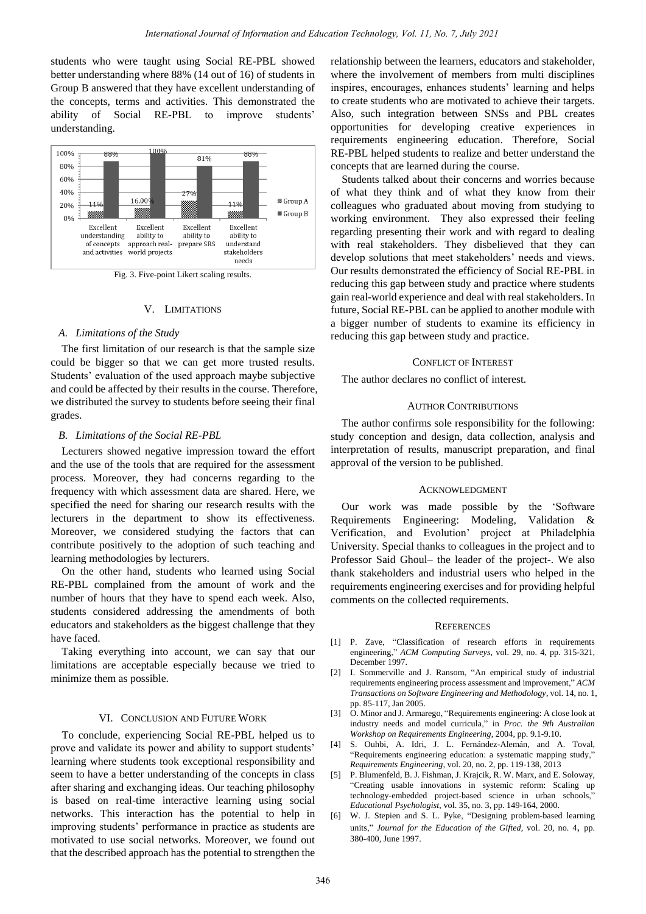students who were taught using Social RE-PBL showed better understanding where 88% (14 out of 16) of students in Group B answered that they have excellent understanding of the concepts, terms and activities. This demonstrated the ability of Social RE-PBL to improve students' understanding.

Fig. 3. Five-point Likert scaling results.

## V. LIMITATIONS

### A. Limitations of the Study

The first limitation of our research is that the sample size could be bigger so that we can get more trusted results. Students' evaluation of the used approach maybe subjective and could be affected by their results in the course. Therefore, we distributed the survey to students before seeing their final grades.

### B. Limitations of the Social RE-PBL

Lecturers showed negative impression toward the effort and the use of the tools that are required for the assessment process. Moreover, they had concerns regarding to the frequency with which assessment data are shared. Here, we specified the need for sharing our research results with the lecturers in the department to show its effectiveness. Moreover, we considered studying the factors that can contribute positively to the adoption of such teaching and learning methodologies by lecturers.

On the other hand, students who learned using Social RE-PBL complained from the amount of work and the number of hours that they have to spend each week. Also, students considered addressing the amendments of both educators and stakeholders as the biggest challenge that they have faced.

Taking everything into account, we can say that our limitations are acceptable especially because we tried to minimize them as possible.

## VI. CONCLUSION AND FUTURE WORK

To conclude, experiencing Social RE-PBL helped us to prove and validate its power and ability to support students' learning where students took exceptional responsibility and seem to have a better understanding of the concepts in class after sharing and exchanging ideas. Our teaching philosophy is based on real-time interactive learning using social networks. This interaction has the potential to help in improving students' performance in practice as students are motivated to use social networks. Moreover, we found out that the described approach has the potential to strengthen the relationship between the learners, educators and stakeholder, where the involvement of members from multi disciplines inspires, encourages, enhances students' learning and helps to create students who are motivated to achieve their targets. Also, such integration between SNSs and PBL creates opportunities for developing creative experiences in requirements engineering education. Therefore, Social RE-PBL helped students to realize and better understand the concepts that are learned during the course.

Students talked about their concerns and worries because of what they think and of what they know from their colleagues who graduated about moving from studying to working environment. They also expressed their feeling regarding presenting their work and with regard to dealing with real stakeholders. They disbelieved that they can develop solutions that meet stakeholders' needs and views. Our results demonstrated the efficiency of Social RE-PBL in reducing this gap between study and practice where students gain real-world experience and deal with real stakeholders. In future, Social RE-PBL can be applied to another module with a bigger number of students to examine its efficiency in reducing this gap between study and practice.

## CONFLICT OF INTEREST

The author declares no conflict of interest.

## AUTHOR CONTRIBUTIONS

The author confirms sole responsibility for the following: study conception and design, data collection, analysis and interpretation of results, manuscript preparation, and final approval of the version to be published.

## ACKNOWLEDGMENT

Our work was made possible by the 'Software Requirements Engineering: Modeling, Validation & Verification, and Evolution' project at Philadelphia University. Special thanks to colleagues in the project and to Professor Said Ghoul– the leader of the project-. We also thank stakeholders and industrial users who helped in the requirements engineering exercises and for providing helpful comments on the collected requirements.

## REFERENCES

[1] P. Zave, "Classification of research efforts in requirements engineering," *ACM Computing Surveys*, vol. 29, no. 4, pp. 315-321, December 1997.

[2] I. Sommerville and J. Ransom, "An empirical study of industrial requirements engineering process assessment and improvement," *ACM Transactions on Software Engineering and Methodology*, vol. 14, no. 1, pp. 85-117, Jan 2005.

[3] O. Minor and J. Armarego, "Requirements engineering: A close look at industry needs and model curricula," in *Proc. the 9th Australian Workshop on Requirements Engineering*, 2004, pp. 9.1-9.10.

[4] S. Ouhbi, A. Idri, J. L. Fernández-Alemán, and A. Toval, "Requirements engineering education: a systematic mapping study," *Requirements Engineering*, vol. 20, no. 2, pp. 119-138, 2013

[5] P. Blumenfeld, B. J. Fishman, J. Krajcik, R. W. Marx, and E. Soloway, "Creating usable innovations in systemic reform: Scaling up technology-embedded project-based science in urban schools," *Educational Psychologist*, vol. 35, no. 3, pp. 149-164, 2000.

[6] W. J. Stepien and S. L. Pyke, "Designing problem-based learning units," *Journal for the Education of the Gifted*, vol. 20, no. 4, pp. 380-400, June 1997.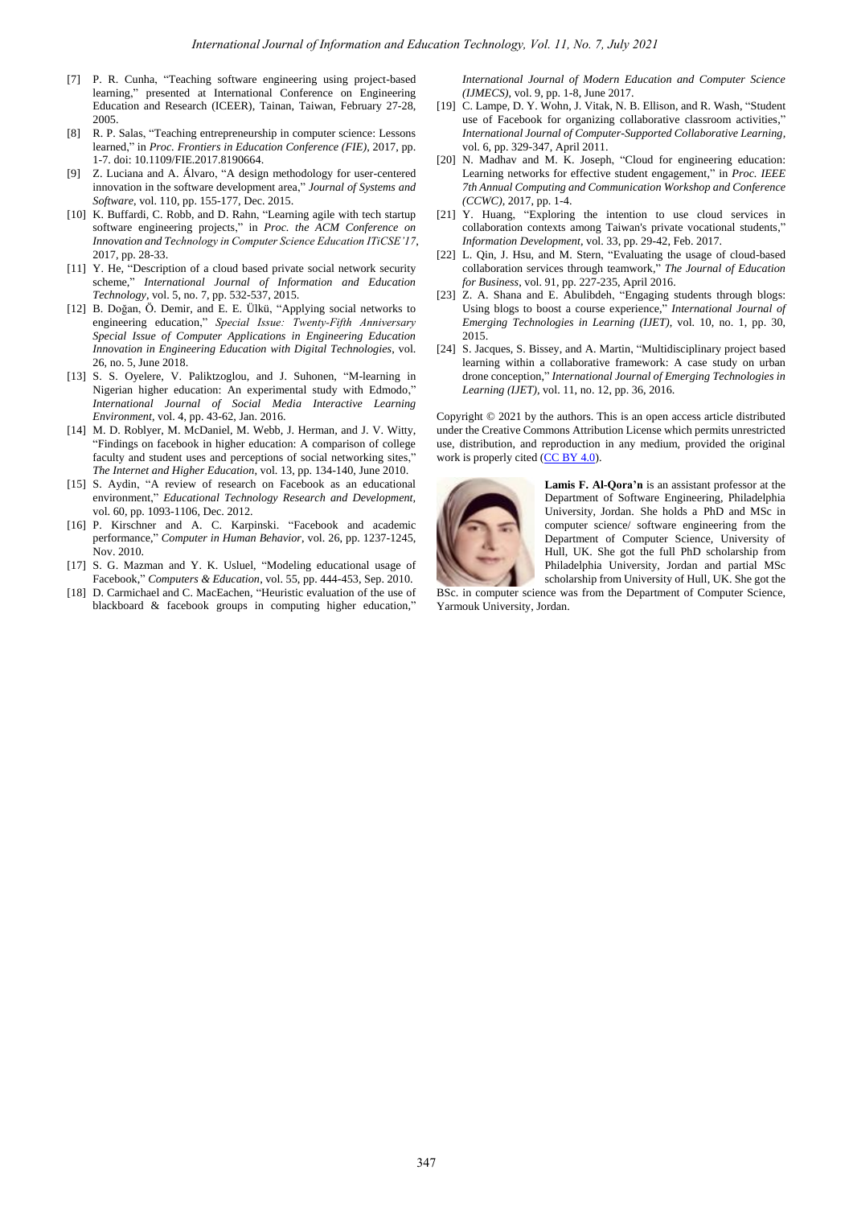[7] P. R. Cunha, "Teaching software engineering using project-based learning," presented at International Conference on Engineering Education and Research (ICEER), Tainan, Taiwan, February 27-28, 2005.

[8] R. P. Salas, "Teaching entrepreneurship in computer science: Lessons learned," in *Proc. Frontiers in Education Conference (FIE)*, 2017, pp. 1-7. doi: 10.1109/FIE.2017.8190664.

[9] Z. Luciana and A. Álvaro, "A design methodology for user-centered innovation in the software development area," *Journal of Systems and Software*, vol. 110, pp. 155-177, Dec. 2015.

[10] K. Buffardi, C. Robb, and D. Rahn, "Learning agile with tech startup software engineering projects," in *Proc. the ACM Conference on Innovation and Technology in Computer Science Education ITiCSE'17*, 2017, pp. 28-33.

[11] Y. He, "Description of a cloud based private social network security scheme," *International Journal of Information and Education Technology*, vol. 5, no. 7, pp. 532-537, 2015.

[12] B. Doğan, Ö. Demir, and E. E. Ülkü, "Applying social networks to engineering education," *Special Issue: Twenty-Fifth Anniversary Special Issue of Computer Applications in Engineering Education Innovation in Engineering Education with Digital Technologies*, vol. 26, no. 5, June 2018.

[13] S. S. Oyelere, V. Paliktzoglou, and J. Suhonen, "M-learning in Nigerian higher education: An experimental study with Edmodo," *International Journal of Social Media Interactive Learning Environment*, vol. 4, pp. 43-62, Jan. 2016.

[14] M. D. Roblyer, M. McDaniel, M. Webb, J. Herman, and J. V. Witty, "Findings on facebook in higher education: A comparison of college faculty and student uses and perceptions of social networking sites," *The Internet and Higher Education*, vol. 13, pp. 134-140, June 2010.

[15] S. Aydin, "A review of research on Facebook as an educational environment," *Educational Technology Research and Development*, vol. 60, pp. 1093-1106, Dec. 2012.

[16] P. Kirschner and A. C. Karpinski. "Facebook and academic performance," *Computer in Human Behavior*, vol. 26, pp. 1237-1245, Nov. 2010.

[17] S. G. Mazman and Y. K. Usluel, "Modeling educational usage of Facebook," *Computers & Education*, vol. 55, pp. 444-453, Sep. 2010.

[18] D. Carmichael and C. MacEachen, "Heuristic evaluation of the use of blackboard & facebook groups in computing higher education," *International Journal of Modern Education and Computer Science (IJMECS)*, vol. 9, pp. 1-8, June 2017.

[19] C. Lampe, D. Y. Wohn, J. Vitak, N. B. Ellison, and R. Wash, "Student use of Facebook for organizing collaborative classroom activities," *International Journal of Computer-Supported Collaborative Learning*, vol. 6, pp. 329-347, April 2011.

[20] N. Madhav and M. K. Joseph, "Cloud for engineering education: Learning networks for effective student engagement," in *Proc. IEEE 7th Annual Computing and Communication Workshop and Conference (CCWC)*, 2017, pp. 1-4.

[21] Y. Huang, "Exploring the intention to use cloud services in collaboration contexts among Taiwan's private vocational students," *Information Development*, vol. 33, pp. 29-42, Feb. 2017.

[22] L. Qin, J. Hsu, and M. Stern, "Evaluating the usage of cloud-based collaboration services through teamwork," *The Journal of Education for Business*, vol. 91, pp. 227-235, April 2016.

[23] Z. A. Shana and E. Abulibdeh, "Engaging students through blogs: Using blogs to boost a course experience," *International Journal of Emerging Technologies in Learning (IJET)*, vol. 10, no. 1, pp. 30, 2015.

[24] S. Jacques, S. Bissey, and A. Martin, "Multidisciplinary project based learning within a collaborative framework: A case study on urban drone conception," *International Journal of Emerging Technologies in Learning (IJET)*, vol. 11, no. 12, pp. 36, 2016.

Copyright © 2021 by the authors. This is an open access article distributed under the Creative Commons Attribution License which permits unrestricted use, distribution, and reproduction in any medium, provided the original work is properly cited (CC BY 4.0).

**Lamis F. Al-Qora'n** is an assistant professor at the Department of Software Engineering, Philadelphia University, Jordan. She holds a PhD and MSc in computer science/ software engineering from the Department of Computer Science, University of Hull, UK. She got the full PhD scholarship from Philadelphia University, Jordan and partial MSc scholarship from University of Hull, UK. She got the BSc. in computer science was from the Department of Computer Science, Yarmouk University, Jordan.